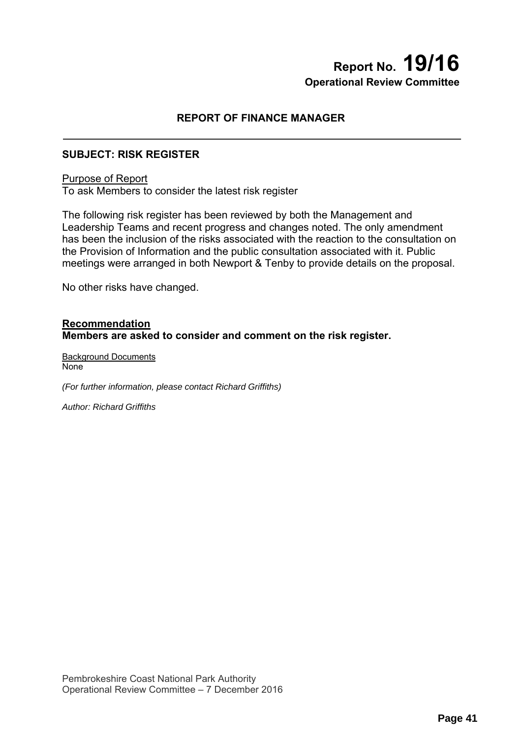# Report No. 19/16

**Operational Review Committee**

## REPORT OF FINANCE MANAGER

---

### SUBJECT: RISK REGISTER

Purpose of Report
To ask Members to consider the latest risk register

The following risk register has been reviewed by both the Management and Leadership Teams and recent progress and changes noted. The only amendment has been the inclusion of the risks associated with the reaction to the consultation on the Provision of Information and the public consultation associated with it. Public meetings were arranged in both Newport & Tenby to provide details on the proposal.

No other risks have changed.

**Recommendation**
**Members are asked to consider and comment on the risk register.**

Background Documents
None

*(For further information, please contact Richard Griffiths)*

*Author: Richard Griffiths*

Pembrokeshire Coast National Park Authority
Operational Review Committee – 7 December 2016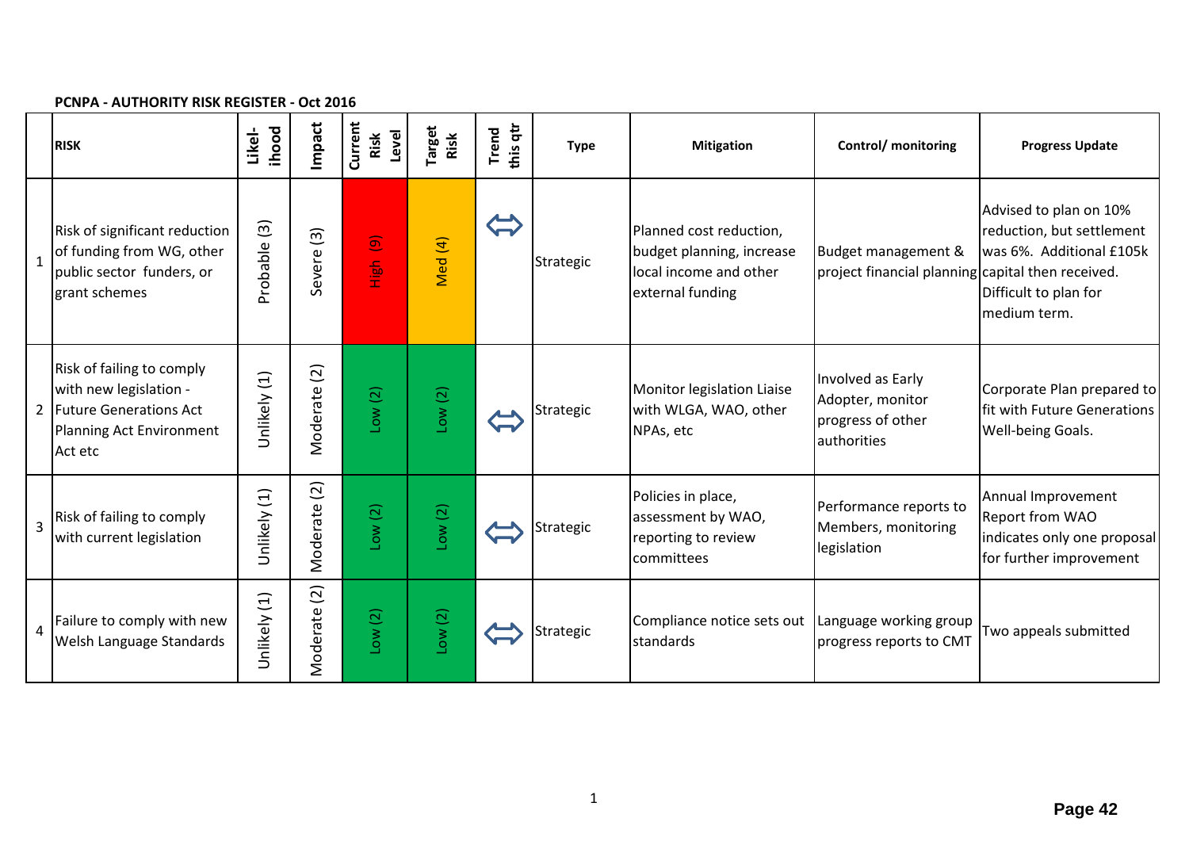**PCNPA - AUTHORITY RISK REGISTER - Oct 2016**

| | RISK | Likel-ihood | Impact | Current Risk Level | Target Risk | Trend this qtr | Type | Mitigation | Control/ monitoring | Progress Update |
|---|---|---|---|---|---|---|---|---|---|---|
| 1 | Risk of significant reduction of funding from WG, other public sector funders, or grant schemes | Probable (3) | Severe (3) | High (9) | Med (4) | ⇔ | Strategic | Planned cost reduction, budget planning, increase local income and other external funding | Budget management & project financial planning | Advised to plan on 10% reduction, but settlement was 6%. Additional £105k capital then received. Difficult to plan for medium term. |
| 2 | Risk of failing to comply with new legislation - Future Generations Act Planning Act Environment Act etc | Unlikely (1) | Moderate (2) | Low (2) | Low (2) | ⇔ | Strategic | Monitor legislation Liaise with WLGA, WAO, other NPAs, etc | Involved as Early Adopter, monitor progress of other authorities | Corporate Plan prepared to fit with Future Generations Well-being Goals. |
| 3 | Risk of failing to comply with current legislation | Unlikely (1) | Moderate (2) | Low (2) | Low (2) | ⇔ | Strategic | Policies in place, assessment by WAO, reporting to review committees | Performance reports to Members, monitoring legislation | Annual Improvement Report from WAO indicates only one proposal for further improvement |
| 4 | Failure to comply with new Welsh Language Standards | Unlikely (1) | Moderate (2) | Low (2) | Low (2) | ⇔ | Strategic | Compliance notice sets out standards | Language working group progress reports to CMT | Two appeals submitted |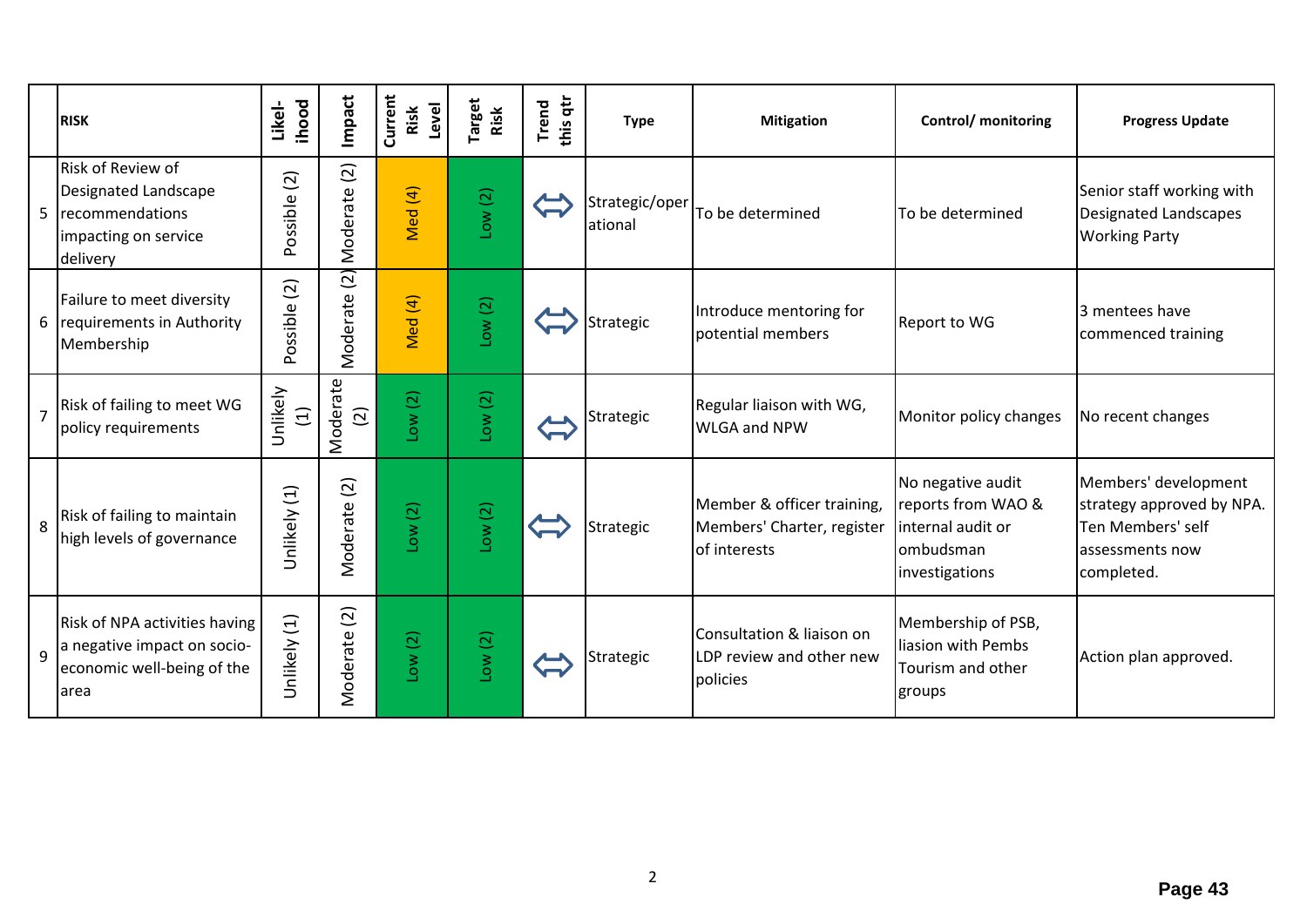| | RISK | Likel-ihood | Impact | Current Risk Level | Target Risk | Trend this qtr | Type | Mitigation | Control/ monitoring | Progress Update |
|---|---|---|---|---|---|---|---|---|---|---|
| 5 | Risk of Review of Designated Landscape recommendations impacting on service delivery | Possible (2) | Moderate (2) | Med (4) | Low (2) | ⇔ | Strategic/operational | To be determined | To be determined | Senior staff working with Designated Landscapes Working Party |
| 6 | Failure to meet diversity requirements in Authority Membership | Possible (2) | Moderate (2) | Med (4) | Low (2) | ⇔ | Strategic | Introduce mentoring for potential members | Report to WG | 3 mentees have commenced training |
| 7 | Risk of failing to meet WG policy requirements | Unlikely (1) | Moderate (2) | Low (2) | Low (2) | ⇔ | Strategic | Regular liaison with WG, WLGA and NPW | Monitor policy changes | No recent changes |
| 8 | Risk of failing to maintain high levels of governance | Unlikely (1) | Moderate (2) | Low (2) | Low (2) | ⇔ | Strategic | Member & officer training, Members' Charter, register of interests | No negative audit reports from WAO & internal audit or ombudsman investigations | Members' development strategy approved by NPA. Ten Members' self assessments now completed. |
| 9 | Risk of NPA activities having a negative impact on socio-economic well-being of the area | Unlikely (1) | Moderate (2) | Low (2) | Low (2) | ⇔ | Strategic | Consultation & liaison on LDP review and other new policies | Membership of PSB, liasion with Pembs Tourism and other groups | Action plan approved. |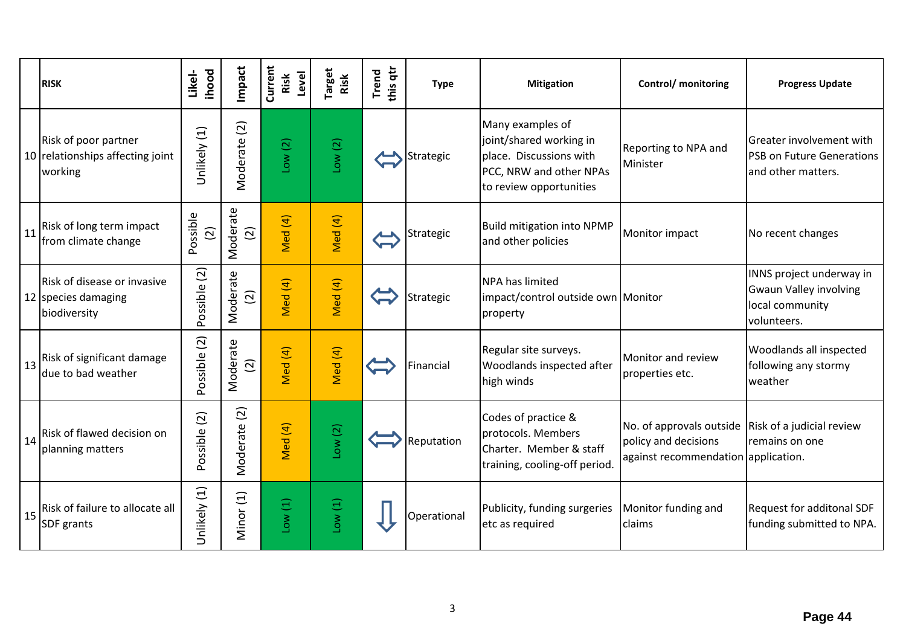| | RISK | Likel-ihood | Impact | Current Risk Level | Target Risk | Trend this qtr | Type | Mitigation | Control/ monitoring | Progress Update |
|---|---|---|---|---|---|---|---|---|---|---|
| 10 | Risk of poor partner relationships affecting joint working | Unlikely (1) | Moderate (2) | Low (2) | Low (2) | ⇔ | Strategic | Many examples of joint/shared working in place. Discussions with PCC, NRW and other NPAs to review opportunities | Reporting to NPA and Minister | Greater involvement with PSB on Future Generations and other matters. |
| 11 | Risk of long term impact from climate change | Possible (2) | Moderate (2) | Med (4) | Med (4) | ⇔ | Strategic | Build mitigation into NPMP and other policies | Monitor impact | No recent changes |
| 12 | Risk of disease or invasive species damaging biodiversity | Possible (2) | Moderate (2) | Med (4) | Med (4) | ⇔ | Strategic | NPA has limited impact/control outside own property | Monitor | INNS project underway in Gwaun Valley involving local community volunteers. |
| 13 | Risk of significant damage due to bad weather | Possible (2) | Moderate (2) | Med (4) | Med (4) | ⇔ | Financial | Regular site surveys. Woodlands inspected after high winds | Monitor and review properties etc. | Woodlands all inspected following any stormy weather |
| 14 | Risk of flawed decision on planning matters | Possible (2) | Moderate (2) | Med (4) | Low (2) | ⇔ | Reputation | Codes of practice & protocols. Members Charter. Member & staff training, cooling-off period. | No. of approvals outside policy and decisions against recommendation | Risk of a judicial review remains on one application. |
| 15 | Risk of failure to allocate all SDF grants | Unlikely (1) | Minor (1) | Low (1) | Low (1) | ⇩ | Operational | Publicity, funding surgeries etc as required | Monitor funding and claims | Request for additonal SDF funding submitted to NPA. |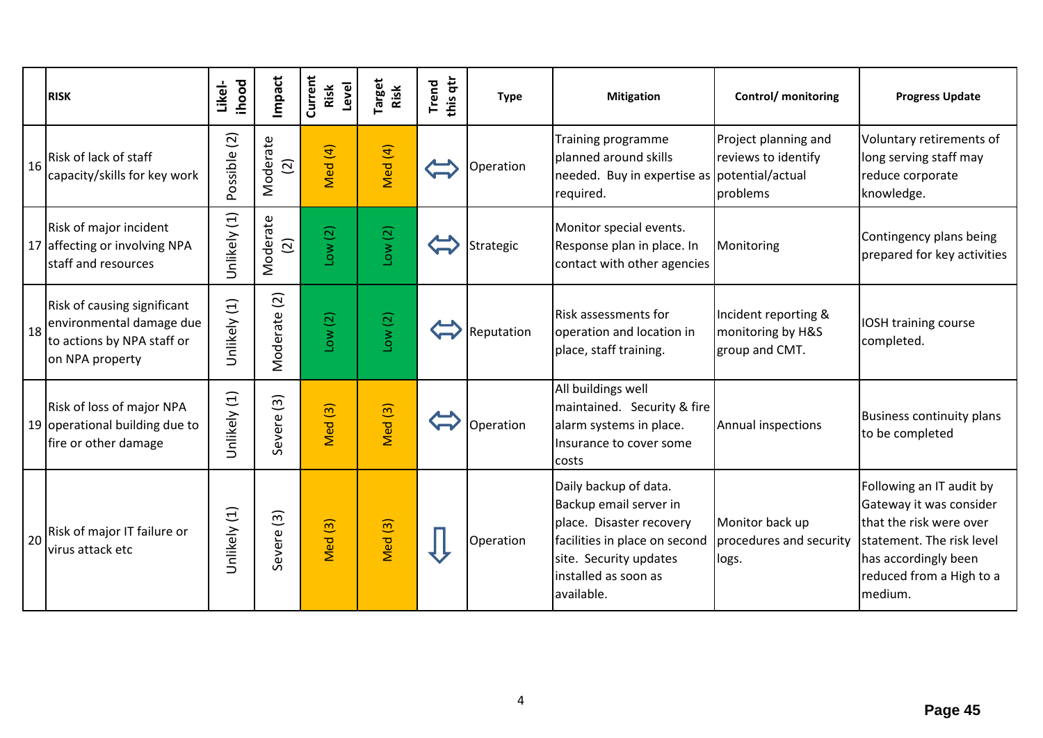| | RISK | Likel-ihood | Impact | Current Risk Level | Target Risk | Trend this qtr | Type | Mitigation | Control/ monitoring | Progress Update |
|---|---|---|---|---|---|---|---|---|---|---|
| 16 | Risk of lack of staff capacity/skills for key work | Possible (2) | Moderate (2) | Med (4) | Med (4) | ⇔ | Operation | Training programme planned around skills needed. Buy in expertise as required. | Project planning and reviews to identify potential/actual problems | Voluntary retirements of long serving staff may reduce corporate knowledge. |
| 17 | Risk of major incident affecting or involving NPA staff and resources | Unlikely (1) | Moderate (2) | Low (2) | Low (2) | ⇔ | Strategic | Monitor special events. Response plan in place. In contact with other agencies | Monitoring | Contingency plans being prepared for key activities |
| 18 | Risk of causing significant environmental damage due to actions by NPA staff or on NPA property | Unlikely (1) | Moderate (2) | Low (2) | Low (2) | ⇔ | Reputation | Risk assessments for operation and location in place, staff training. | Incident reporting & monitoring by H&S group and CMT. | IOSH training course completed. |
| 19 | Risk of loss of major NPA operational building due to fire or other damage | Unlikely (1) | Severe (3) | Med (3) | Med (3) | ⇔ | Operation | All buildings well maintained. Security & fire alarm systems in place. Insurance to cover some costs | Annual inspections | Business continuity plans to be completed |
| 20 | Risk of major IT failure or virus attack etc | Unlikely (1) | Severe (3) | Med (3) | Med (3) | ⇩ | Operation | Daily backup of data. Backup email server in place. Disaster recovery facilities in place on second site. Security updates installed as soon as available. | Monitor back up procedures and security logs. | Following an IT audit by Gateway it was consider that the risk were over statement. The risk level has accordingly been reduced from a High to a medium. |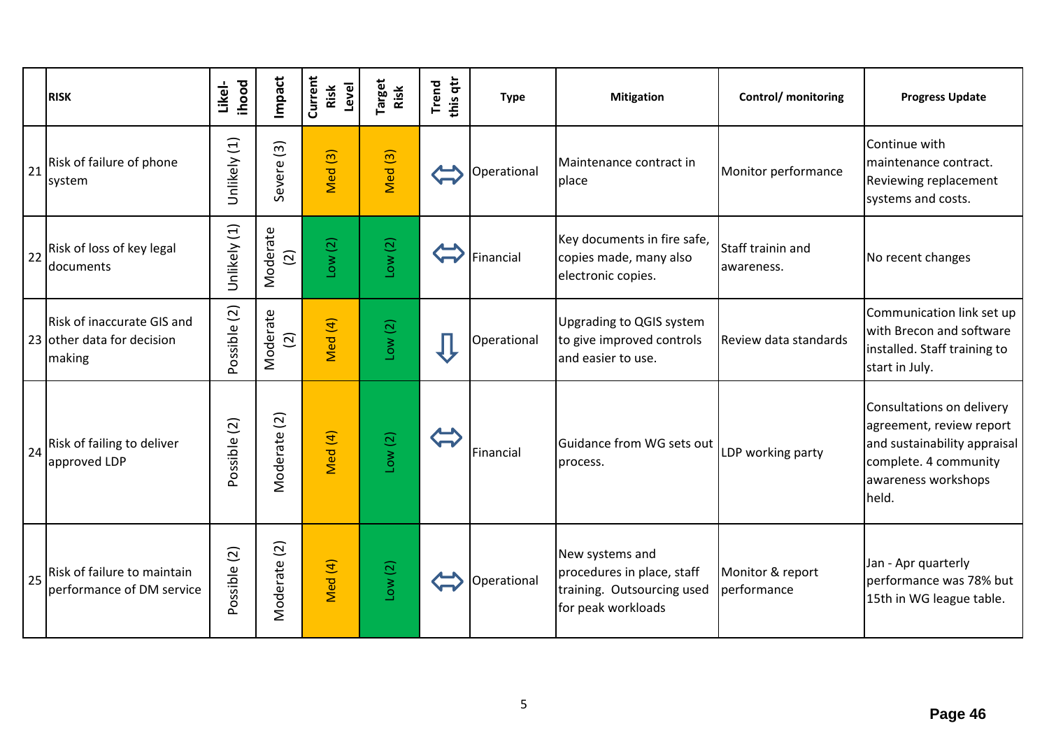| | RISK | Likel-ihood | Impact | Current Risk Level | Target Risk | Trend this qtr | Type | Mitigation | Control/ monitoring | Progress Update |
|---|---|---|---|---|---|---|---|---|---|---|
| 21 | Risk of failure of phone system | Unlikely (1) | Severe (3) | Med (3) | Med (3) | ⇔ | Operational | Maintenance contract in place | Monitor performance | Continue with maintenance contract. Reviewing replacement systems and costs. |
| 22 | Risk of loss of key legal documents | Unlikely (1) | Moderate (2) | Low (2) | Low (2) | ⇔ | Financial | Key documents in fire safe, copies made, many also electronic copies. | Staff trainin and awareness. | No recent changes |
| 23 | Risk of inaccurate GIS and other data for decision making | Possible (2) | Moderate (2) | Med (4) | Low (2) | ⇩ | Operational | Upgrading to QGIS system to give improved controls and easier to use. | Review data standards | Communication link set up with Brecon and software installed. Staff training to start in July. |
| 24 | Risk of failing to deliver approved LDP | Possible (2) | Moderate (2) | Med (4) | Low (2) | ⇔ | Financial | Guidance from WG sets out process. | LDP working party | Consultations on delivery agreement, review report and sustainability appraisal complete. 4 community awareness workshops held. |
| 25 | Risk of failure to maintain performance of DM service | Possible (2) | Moderate (2) | Med (4) | Low (2) | ⇔ | Operational | New systems and procedures in place, staff training. Outsourcing used for peak workloads | Monitor & report performance | Jan - Apr quarterly performance was 78% but 15th in WG league table. |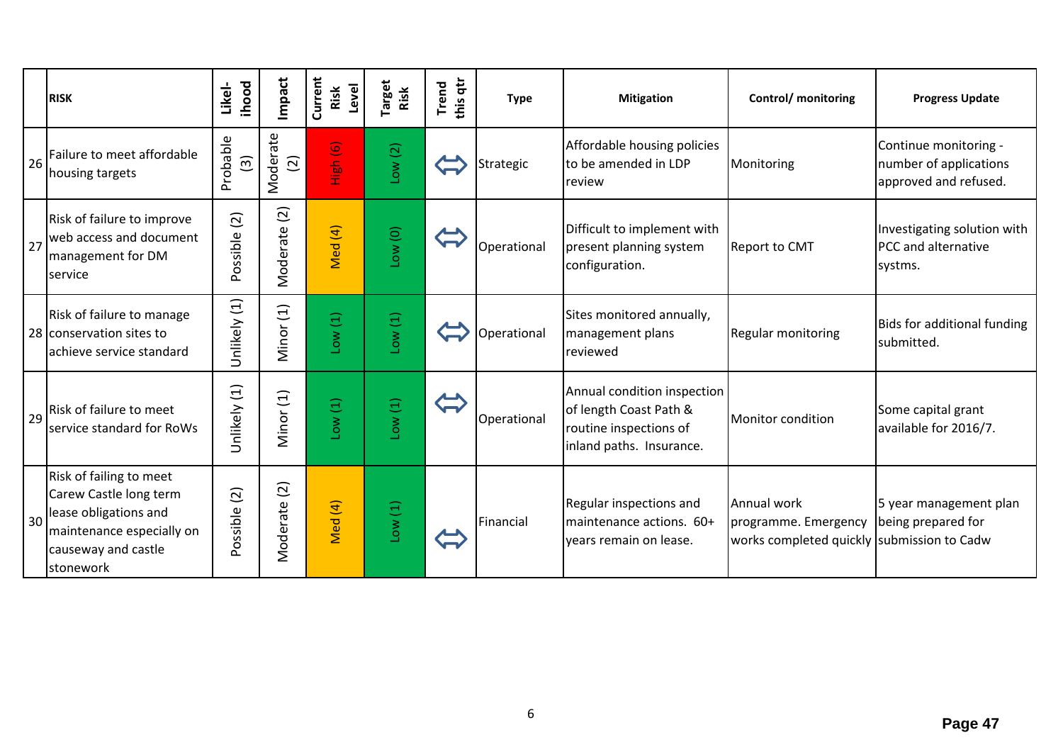| | RISK | Likel-ihood | Impact | Current Risk Level | Target Risk | Trend this qtr | Type | Mitigation | Control/ monitoring | Progress Update |
|---|---|---|---|---|---|---|---|---|---|---|
| 26 | Failure to meet affordable housing targets | Probable (3) | Moderate (2) | High (6) | Low (2) | ⇔ | Strategic | Affordable housing policies to be amended in LDP review | Monitoring | Continue monitoring - number of applications approved and refused. |
| 27 | Risk of failure to improve web access and document management for DM service | Possible (2) | Moderate (2) | Med (4) | Low (0) | ⇔ | Operational | Difficult to implement with present planning system configuration. | Report to CMT | Investigating solution with PCC and alternative systms. |
| 28 | Risk of failure to manage conservation sites to achieve service standard | Unlikely (1) | Minor (1) | Low (1) | Low (1) | ⇔ | Operational | Sites monitored annually, management plans reviewed | Regular monitoring | Bids for additional funding submitted. |
| 29 | Risk of failure to meet service standard for RoWs | Unlikely (1) | Minor (1) | Low (1) | Low (1) | ⇔ | Operational | Annual condition inspection of length Coast Path & routine inspections of inland paths. Insurance. | Monitor condition | Some capital grant available for 2016/7. |
| 30 | Risk of failing to meet Carew Castle long term lease obligations and maintenance especially on causeway and castle stonework | Possible (2) | Moderate (2) | Med (4) | Low (1) | ⇔ | Financial | Regular inspections and maintenance actions. 60+ years remain on lease. | Annual work programme. Emergency works completed quickly | 5 year management plan being prepared for submission to Cadw |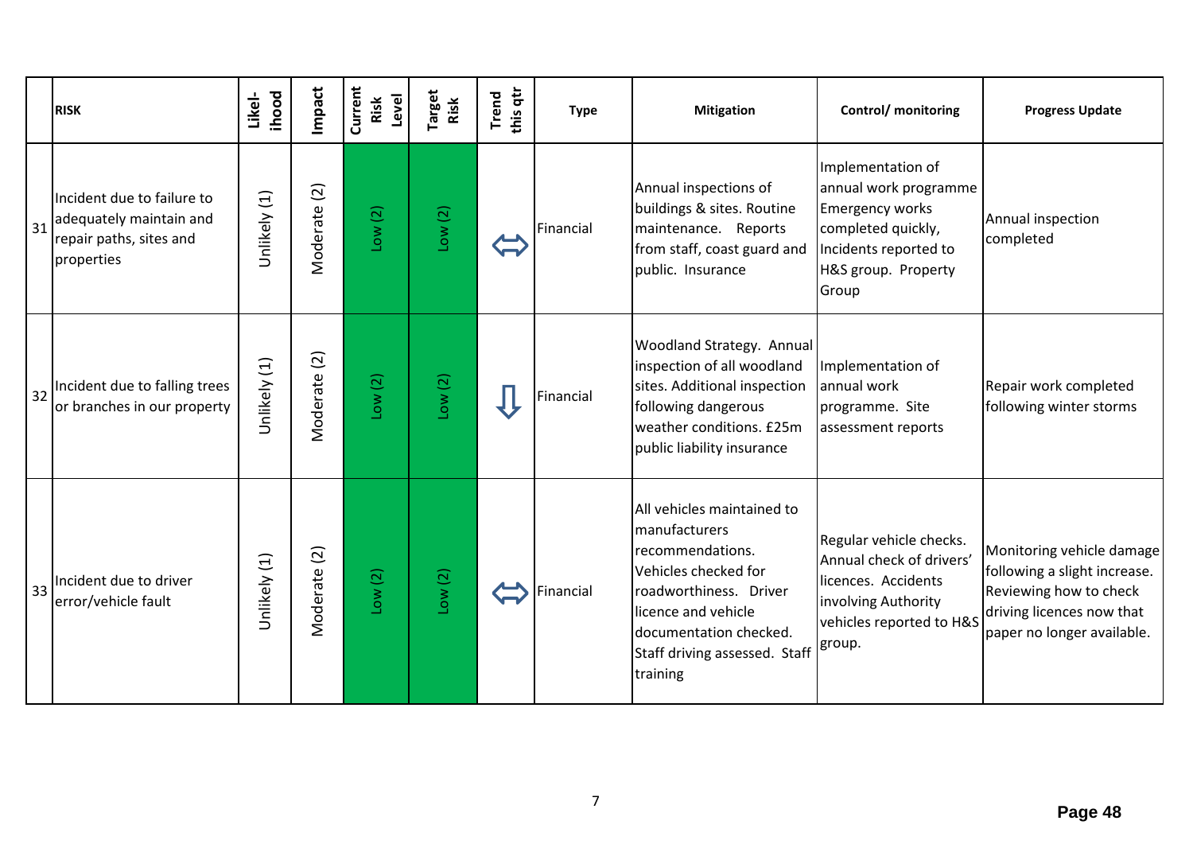| | RISK | Likel-ihood | Impact | Current Risk Level | Target Risk | Trend this qtr | Type | Mitigation | Control/ monitoring | Progress Update |
|---|---|---|---|---|---|---|---|---|---|---|
| 31 | Incident due to failure to adequately maintain and repair paths, sites and properties | Unlikely (1) | Moderate (2) | Low (2) | Low (2) | ⇔ | Financial | Annual inspections of buildings & sites. Routine maintenance. Reports from staff, coast guard and public. Insurance | Implementation of annual work programme Emergency works completed quickly, Incidents reported to H&S group. Property Group | Annual inspection completed |
| 32 | Incident due to falling trees or branches in our property | Unlikely (1) | Moderate (2) | Low (2) | Low (2) | ⇩ | Financial | Woodland Strategy. Annual inspection of all woodland sites. Additional inspection following dangerous weather conditions. £25m public liability insurance | Implementation of annual work programme. Site assessment reports | Repair work completed following winter storms |
| 33 | Incident due to driver error/vehicle fault | Unlikely (1) | Moderate (2) | Low (2) | Low (2) | ⇔ | Financial | All vehicles maintained to manufacturers recommendations. Vehicles checked for roadworthiness. Driver licence and vehicle documentation checked. Staff driving assessed. Staff training | Regular vehicle checks. Annual check of drivers' licences. Accidents involving Authority vehicles reported to H&S group. | Monitoring vehicle damage following a slight increase. Reviewing how to check driving licences now that paper no longer available. |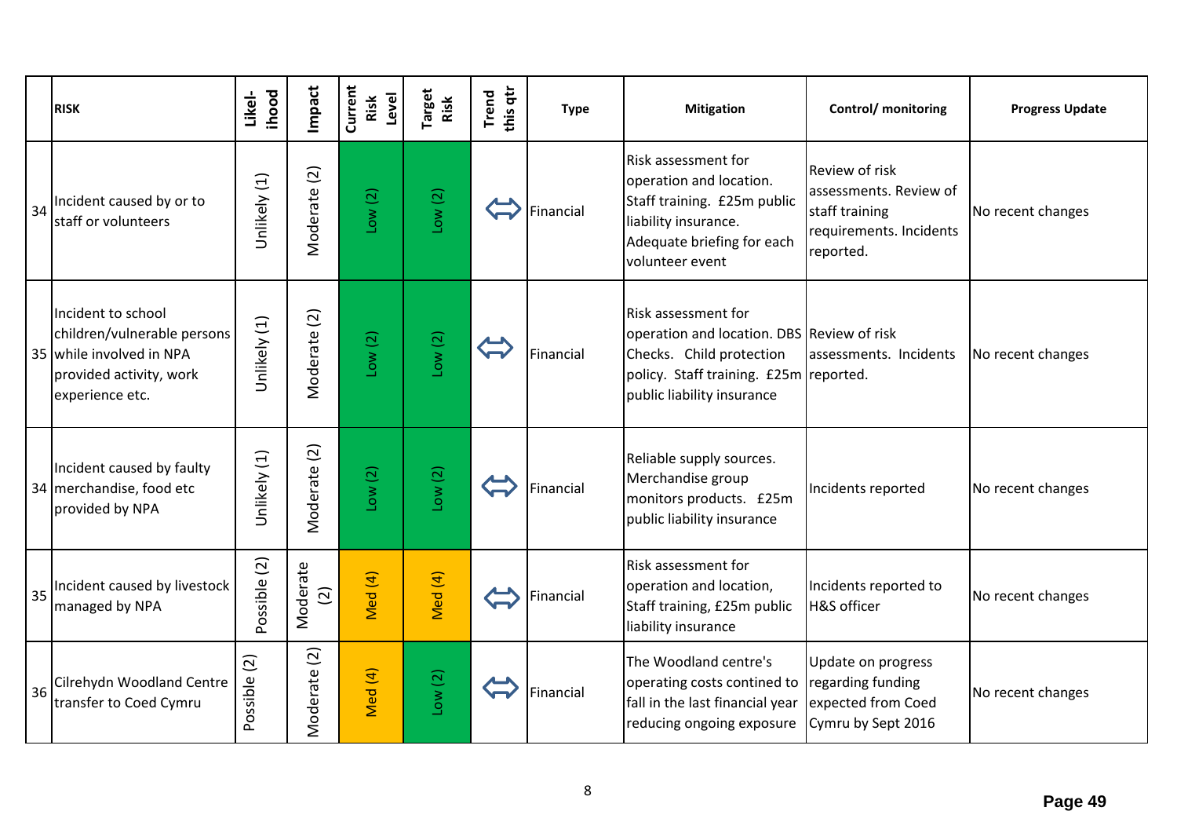| | RISK | Likel-ihood | Impact | Current Risk Level | Target Risk | Trend this qtr | Type | Mitigation | Control/ monitoring | Progress Update |
|---|---|---|---|---|---|---|---|---|---|---|
| 34 | Incident caused by or to staff or volunteers | Unlikely (1) | Moderate (2) | Low (2) | Low (2) | ⇔ | Financial | Risk assessment for operation and location. Staff training. £25m public liability insurance. Adequate briefing for each volunteer event | Review of risk assessments. Review of staff training requirements. Incidents reported. | No recent changes |
| 35 | Incident to school children/vulnerable persons while involved in NPA provided activity, work experience etc. | Unlikely (1) | Moderate (2) | Low (2) | Low (2) | ⇔ | Financial | Risk assessment for operation and location. DBS Checks. Child protection policy. Staff training. £25m public liability insurance | Review of risk assessments. Incidents reported. | No recent changes |
| 34 | Incident caused by faulty merchandise, food etc provided by NPA | Unlikely (1) | Moderate (2) | Low (2) | Low (2) | ⇔ | Financial | Reliable supply sources. Merchandise group monitors products. £25m public liability insurance | Incidents reported | No recent changes |
| 35 | Incident caused by livestock managed by NPA | Possible (2) | Moderate (2) | Med (4) | Med (4) | ⇔ | Financial | Risk assessment for operation and location, Staff training, £25m public liability insurance | Incidents reported to H&S officer | No recent changes |
| 36 | Cilrehydn Woodland Centre transfer to Coed Cymru | Possible (2) | Moderate (2) | Med (4) | Low (2) | ⇔ | Financial | The Woodland centre's operating costs contined to fall in the last financial year reducing ongoing exposure | Update on progress regarding funding expected from Coed Cymru by Sept 2016 | No recent changes |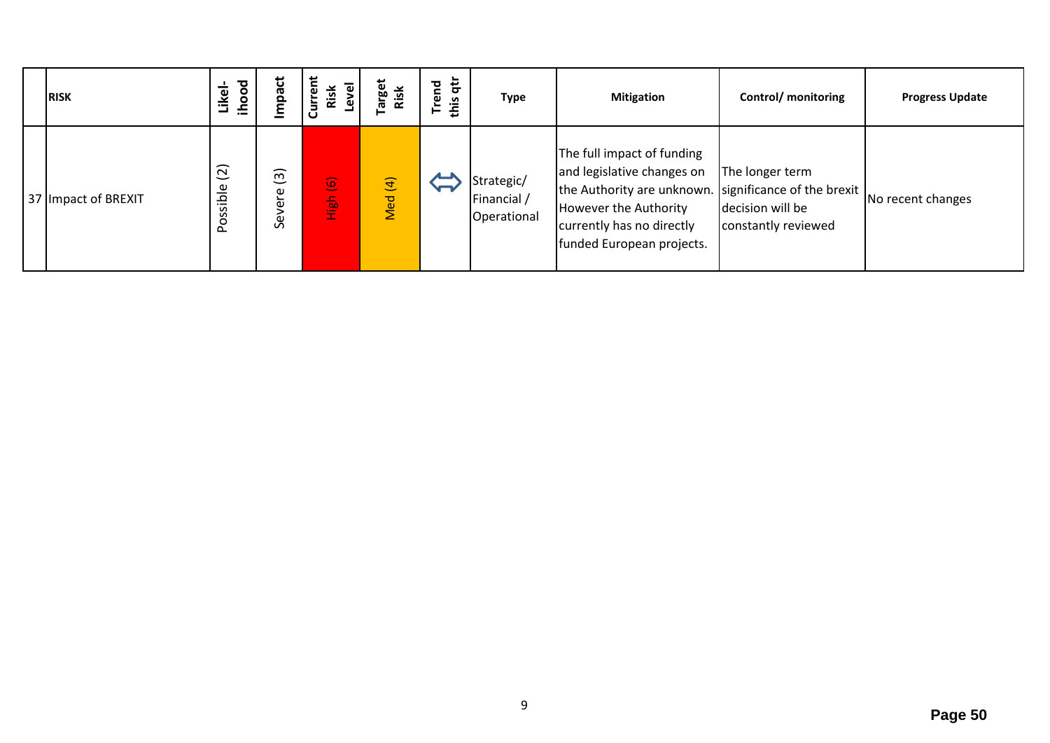| | RISK | Likel-ihood | Impact | Current Risk Level | Target Risk | Trend this qtr | Type | Mitigation | Control/ monitoring | Progress Update |
|---|---|---|---|---|---|---|---|---|---|---|
| 37 | Impact of BREXIT | Possible (2) | Severe (3) | High (6) | Med (4) | ⇔ | Strategic/ Financial / Operational | The full impact of funding and legislative changes on the Authority are unknown. However the Authority currently has no directly funded European projects. | The longer term significance of the brexit decision will be constantly reviewed | No recent changes |